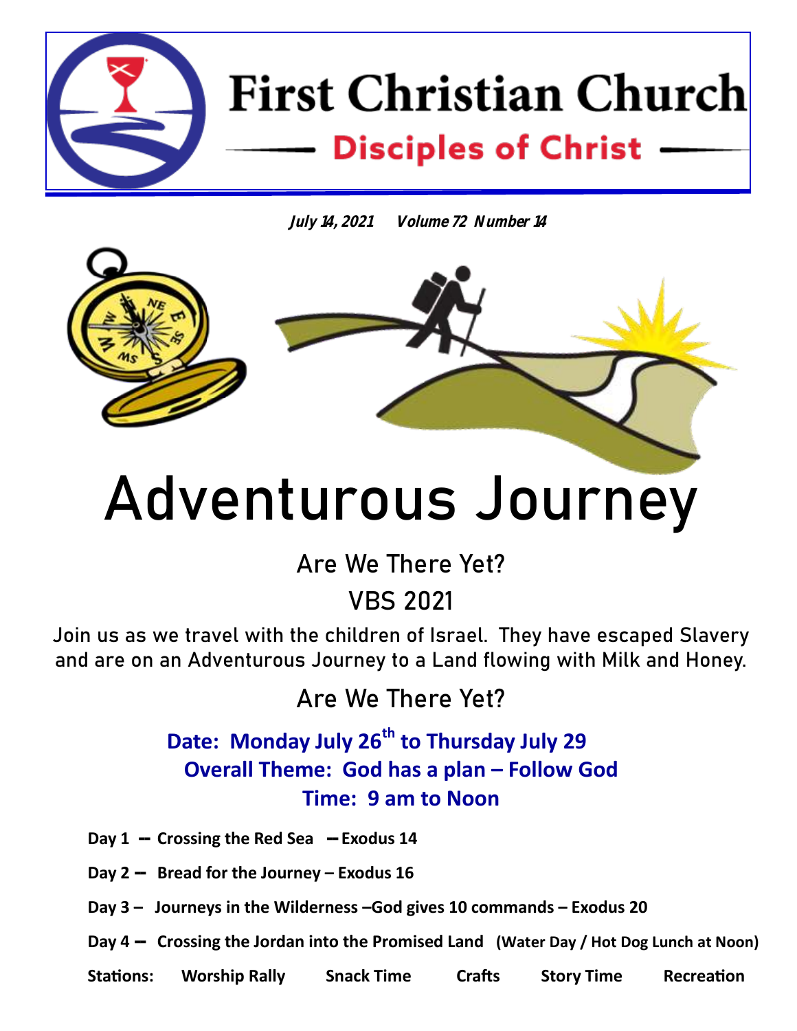# First Christian Church

## Disciples of Christ

*July 14, 2021 Volume 72 Number 14*

# Adventurous Journey

## Are We There Yet?

## VBS 2021

Join us as we travel with the children of Israel. They have escaped Slavery and are on an Adventurous Journey to a Land flowing with Milk and Honey.

## Are We There Yet?

**Date: Monday July 26th to Thursday July 29**

**Overall Theme: God has a plan – Follow God**

**Time: 9 am to Noon**

**Day 1 – Crossing the Red Sea – Exodus 14**

**Day 2 – Bread for the Journey – Exodus 16**

**Day 3 – Journeys in the Wilderness –God gives 10 commands – Exodus 20**

**Day 4 – Crossing the Jordan into the Promised Land (Water Day / Hot Dog Lunch at Noon)**

**Stations: Worship Rally Snack Time Crafts Story Time Recreation**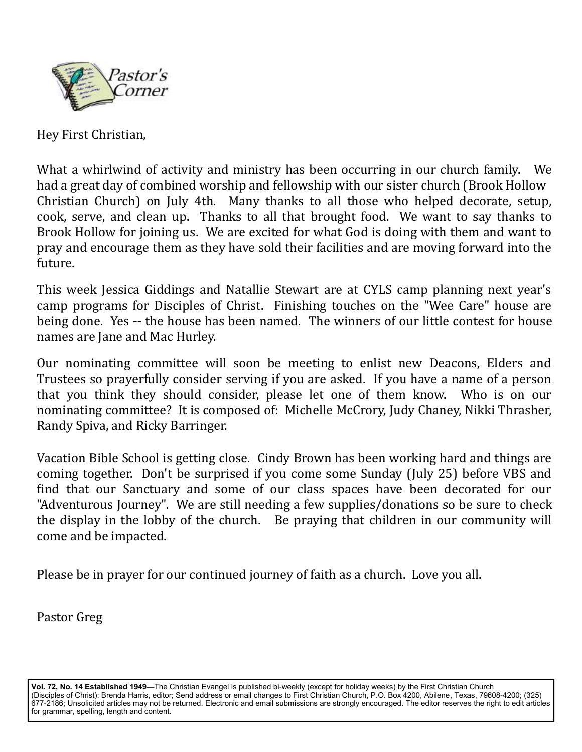## Pastor's Corner

Hey First Christian,

What a whirlwind of activity and ministry has been occurring in our church family. We had a great day of combined worship and fellowship with our sister church (Brook Hollow Christian Church) on July 4th. Many thanks to all those who helped decorate, setup, cook, serve, and clean up. Thanks to all that brought food. We want to say thanks to Brook Hollow for joining us. We are excited for what God is doing with them and want to pray and encourage them as they have sold their facilities and are moving forward into the future.

This week Jessica Giddings and Natallie Stewart are at CYLS camp planning next year's camp programs for Disciples of Christ. Finishing touches on the "Wee Care" house are being done. Yes -- the house has been named. The winners of our little contest for house names are Jane and Mac Hurley.

Our nominating committee will soon be meeting to enlist new Deacons, Elders and Trustees so prayerfully consider serving if you are asked. If you have a name of a person that you think they should consider, please let one of them know. Who is on our nominating committee? It is composed of: Michelle McCrory, Judy Chaney, Nikki Thrasher, Randy Spiva, and Ricky Barringer.

Vacation Bible School is getting close. Cindy Brown has been working hard and things are coming together. Don't be surprised if you come some Sunday (July 25) before VBS and find that our Sanctuary and some of our class spaces have been decorated for our "Adventurous Journey". We are still needing a few supplies/donations so be sure to check the display in the lobby of the church. Be praying that children in our community will come and be impacted.

Please be in prayer for our continued journey of faith as a church. Love you all.

Pastor Greg

**Vol. 72, No. 14 Established 1949—**The Christian Evangel is published bi-weekly (except for holiday weeks) by the First Christian Church (Disciples of Christ): Brenda Harris, editor; Send address or email changes to First Christian Church, P.O. Box 4200, Abilene, Texas, 79608-4200; (325) 677-2186; Unsolicited articles may not be returned. Electronic and email submissions are strongly encouraged. The editor reserves the right to edit articles for grammar, spelling, length and content.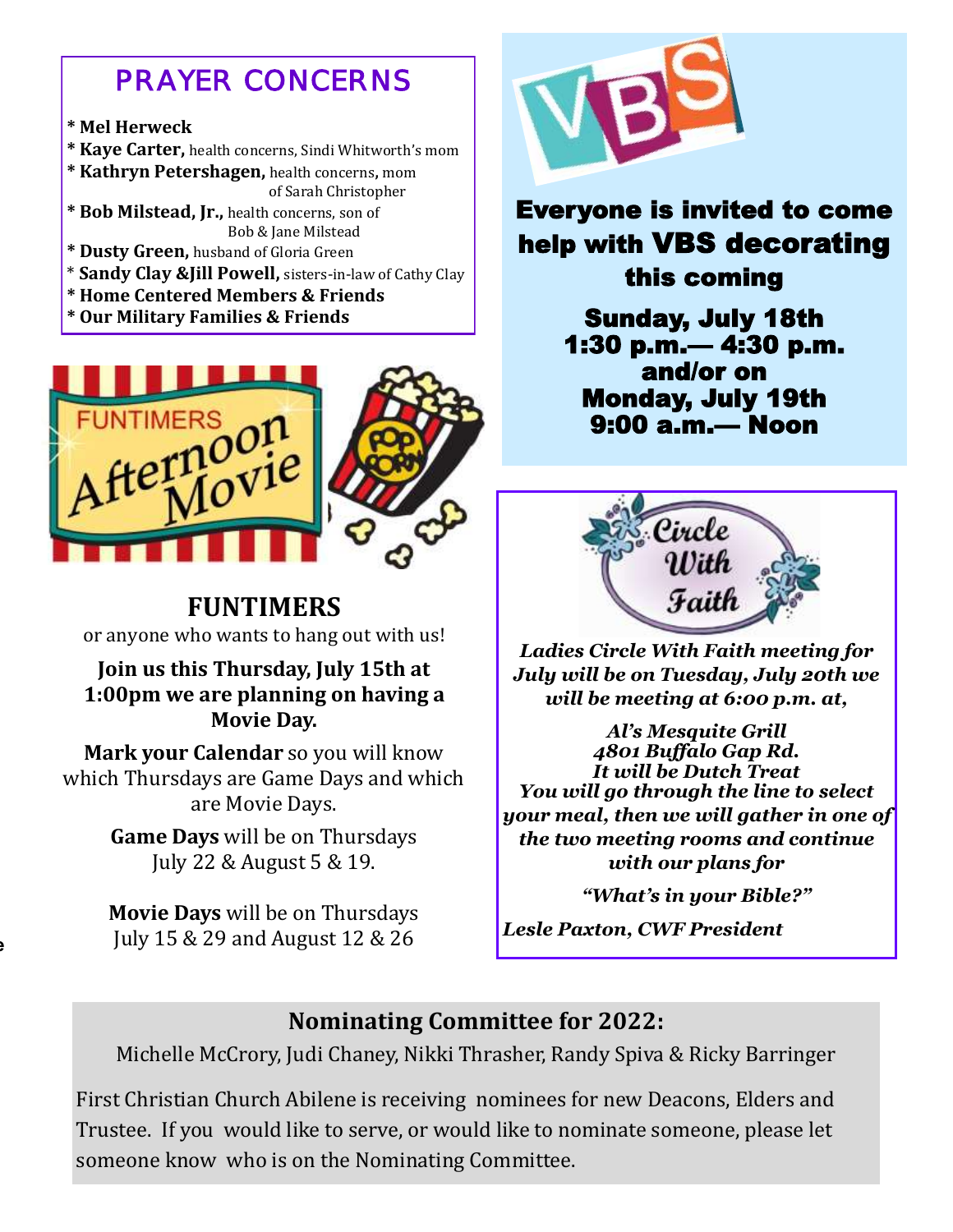## PRAYER CONCERNS

* **Mel Herweck**
* **Kaye Carter,** health concerns, Sindi Whitworth's mom
* **Kathryn Petershagen,** health concerns, mom of Sarah Christopher
* **Bob Milstead, Jr.,** health concerns, son of Bob & Jane Milstead
* **Dusty Green,** husband of Gloria Green
* **Sandy Clay &Jill Powell,** sisters-in-law of Cathy Clay
* **Home Centered Members & Friends**
* **Our Military Families & Friends**

FUNTIMERS Afternoon Movie

## FUNTIMERS

or anyone who wants to hang out with us!

**Join us this Thursday, July 15th at 1:00pm we are planning on having a Movie Day.**

**Mark your Calendar** so you will know which Thursdays are Game Days and which are Movie Days.

**Game Days** will be on Thursdays July 22 & August 5 & 19.

**Movie Days** will be on Thursdays July 15 & 29 and August 12 & 26

VBS

**Everyone is invited to come help with VBS decorating this coming**

**Sunday, July 18th**
**1:30 p.m.— 4:30 p.m.**
**and/or on**
**Monday, July 19th**
**9:00 a.m.— Noon**

Circle With Faith

***Ladies Circle With Faith meeting for July will be on Tuesday, July 20th we will be meeting at 6:00 p.m. at,***

***Al's Mesquite Grill***
***4801 Buffalo Gap Rd.***
***It will be Dutch Treat***
***You will go through the line to select your meal, then we will gather in one of the two meeting rooms and continue with our plans for***

***"What's in your Bible?"***

***Lesle Paxton, CWF President***

## Nominating Committee for 2022:

Michelle McCrory, Judi Chaney, Nikki Thrasher, Randy Spiva & Ricky Barringer

First Christian Church Abilene is receiving nominees for new Deacons, Elders and Trustee. If you would like to serve, or would like to nominate someone, please let someone know who is on the Nominating Committee.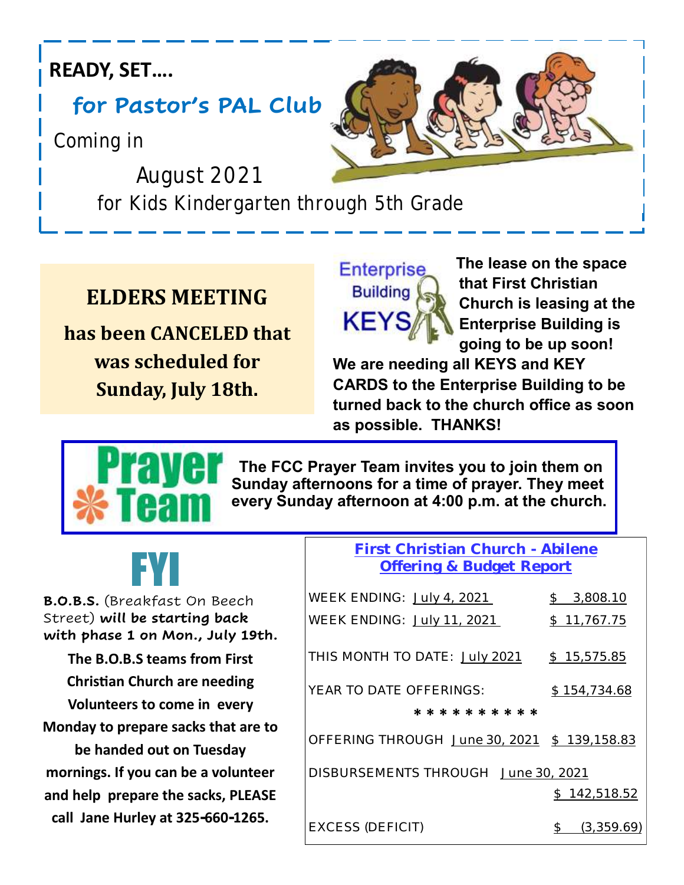**READY, SET….**

## for Pastor's PAL Club

Coming in

August 2021

for Kids Kindergarten through 5th Grade

## ELDERS MEETING

**has been CANCELED that was scheduled for Sunday, July 18th.**

Enterprise Building KEYS

**The lease on the space that First Christian Church is leasing at the Enterprise Building is going to be up soon! We are needing all KEYS and KEY CARDS to the Enterprise Building to be turned back to the church office as soon as possible. THANKS!**

## Prayer Team

**The FCC Prayer Team invites you to join them on Sunday afternoons for a time of prayer. They meet every Sunday afternoon at 4:00 p.m. at the church.**

## FYI

**B.O.B.S.** (Breakfast On Beech Street) ***will be starting back with phase 1 on Mon., July 19th.***

**The B.O.B.S teams from First Christian Church are needing Volunteers to come in every Monday to prepare sacks that are to be handed out on Tuesday mornings. If you can be a volunteer and help prepare the sacks, PLEASE call Jane Hurley at 325-660-1265.**

### First Christian Church - Abilene
### Offering & Budget Report

| | |
|---|---|
| WEEK ENDING: July 4, 2021 | $ 3,808.10 |
| WEEK ENDING: July 11, 2021 | $ 11,767.75 |
| THIS MONTH TO DATE: July 2021 | $ 15,575.85 |
| YEAR TO DATE OFFERINGS: | $ 154,734.68 |

* * * * * * * * * *

| | |
|---|---|
| OFFERING THROUGH June 30, 2021 | $ 139,158.83 |
| DISBURSEMENTS THROUGH June 30, 2021 | $ 142,518.52 |
| EXCESS (DEFICIT) | $ (3,359.69) |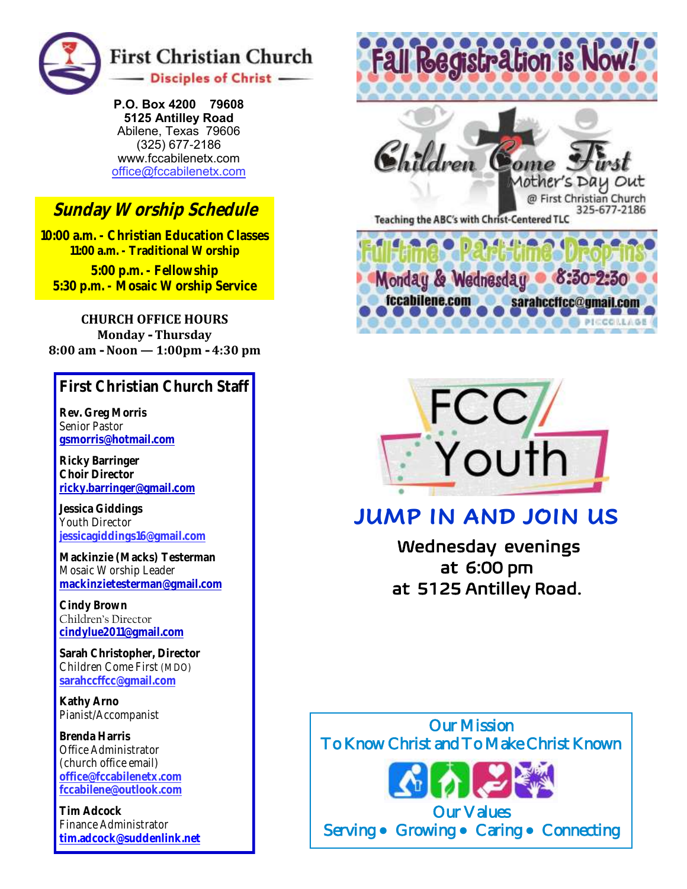# First Christian Church

Disciples of Christ

**P.O. Box 4200 79608**
**5125 Antilley Road**
Abilene, Texas 79606
(325) 677-2186
www.fccabilenetx.com
office@fccabilenetx.com

## Sunday Worship Schedule

**10:00 a.m. - Christian Education Classes**
**11:00 a.m. - Traditional Worship**
**5:00 p.m. - Fellowship**
**5:30 p.m. - Mosaic Worship Service**

**CHURCH OFFICE HOURS**
**Monday - Thursday**
**8:00 am - Noon — 1:00pm - 4:30 pm**

## First Christian Church Staff

**Rev. Greg Morris**
Senior Pastor
**gsmorris@hotmail.com**

**Ricky Barringer**
**Choir Director**
**ricky.barringer@gmail.com**

**Jessica Giddings**
Youth Director
**jessicagiddings16@gmail.com**

**Mackinzie (Macks) Testerman**
Mosaic Worship Leader
**mackinzietesterman@gmail.com**

**Cindy Brown**
Children's Director
**cindylue2011@gmail.com**

**Sarah Christopher, Director**
Children Come First (MDO)
**sarahccffcc@gmail.com**

**Kathy Arno**
Pianist/Accompanist

**Brenda Harris**
Office Administrator
(church office email)
**office@fccabilenetx.com**
**fccabilene@outlook.com**

**Tim Adcock**
Finance Administrator
**tim.adcock@suddenlink.net**

## Fall Registration is Now!

Children Come First
Mother's Day Out
@ First Christian Church
325-677-2186
Teaching the ABC's with Christ-Centered TLC

Full-time • Part-time • Drop-ins
Monday & Wednesday • 8:30-2:30
fccabilene.com sarahccffcc@gmail.com

## FCC Youth

## JUMP IN AND JOIN US

Wednesday evenings
at 6:00 pm
at 5125 Antilley Road.

**Our Mission**
**To Know Christ and To Make Christ Known**

**Our Values**
**Serving • Growing • Caring • Connecting**